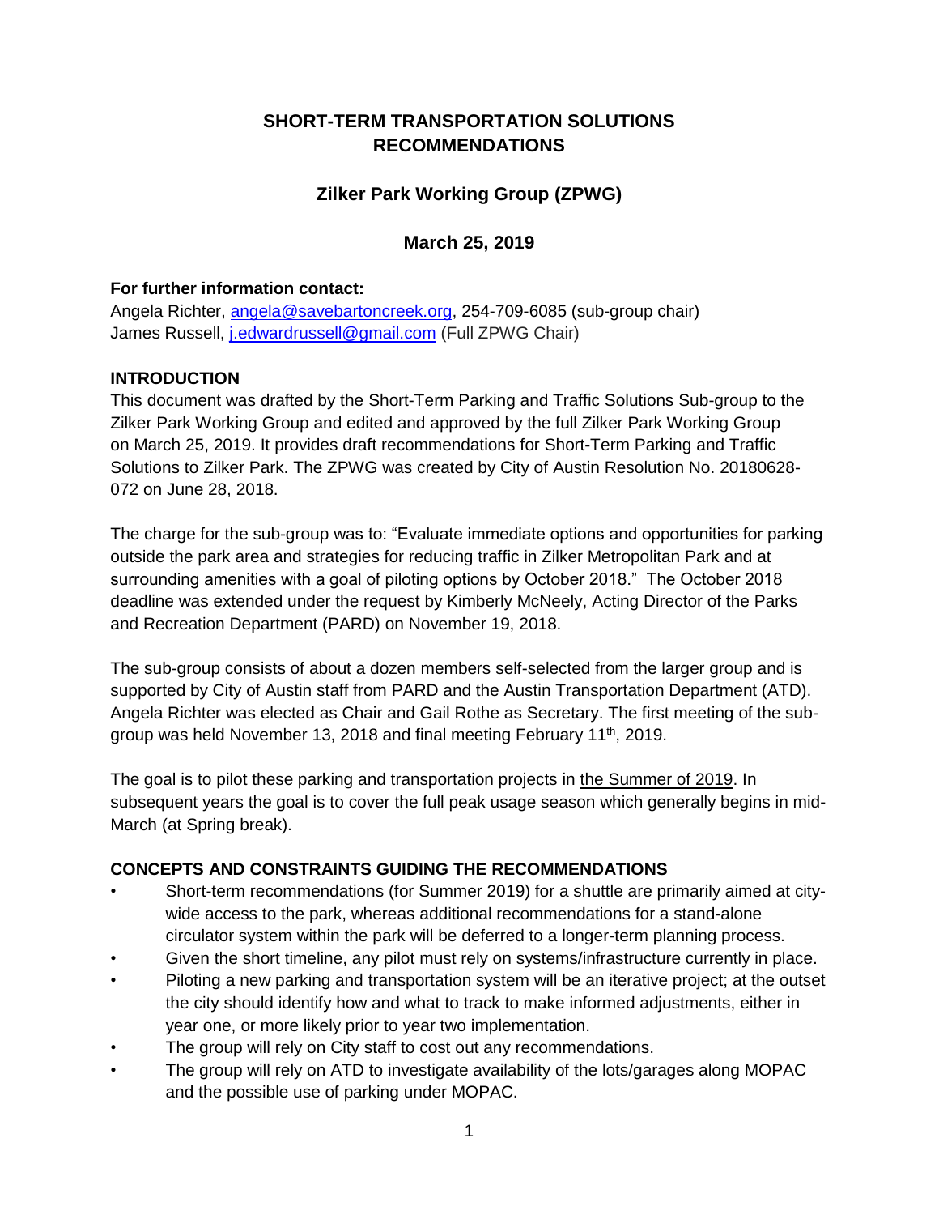# SHORT-TERM TRANSPORTATION SOLUTIONS RECOMMENDATIONS

## Zilker Park Working Group (ZPWG)

## March 25, 2019

**For further information contact:**
Angela Richter, angela@savebartoncreek.org, 254-709-6085 (sub-group chair)
James Russell, j.edwardrussell@gmail.com (Full ZPWG Chair)

**INTRODUCTION**

This document was drafted by the Short-Term Parking and Traffic Solutions Sub-group to the Zilker Park Working Group and edited and approved by the full Zilker Park Working Group on March 25, 2019. It provides draft recommendations for Short-Term Parking and Traffic Solutions to Zilker Park. The ZPWG was created by City of Austin Resolution No. 20180628-072 on June 28, 2018.

The charge for the sub-group was to: "Evaluate immediate options and opportunities for parking outside the park area and strategies for reducing traffic in Zilker Metropolitan Park and at surrounding amenities with a goal of piloting options by October 2018." The October 2018 deadline was extended under the request by Kimberly McNeely, Acting Director of the Parks and Recreation Department (PARD) on November 19, 2018.

The sub-group consists of about a dozen members self-selected from the larger group and is supported by City of Austin staff from PARD and the Austin Transportation Department (ATD). Angela Richter was elected as Chair and Gail Rothe as Secretary. The first meeting of the sub-group was held November 13, 2018 and final meeting February 11th, 2019.

The goal is to pilot these parking and transportation projects in the Summer of 2019. In subsequent years the goal is to cover the full peak usage season which generally begins in mid-March (at Spring break).

**CONCEPTS AND CONSTRAINTS GUIDING THE RECOMMENDATIONS**

- Short-term recommendations (for Summer 2019) for a shuttle are primarily aimed at city-wide access to the park, whereas additional recommendations for a stand-alone circulator system within the park will be deferred to a longer-term planning process.
- Given the short timeline, any pilot must rely on systems/infrastructure currently in place.
- Piloting a new parking and transportation system will be an iterative project; at the outset the city should identify how and what to track to make informed adjustments, either in year one, or more likely prior to year two implementation.
- The group will rely on City staff to cost out any recommendations.
- The group will rely on ATD to investigate availability of the lots/garages along MOPAC and the possible use of parking under MOPAC.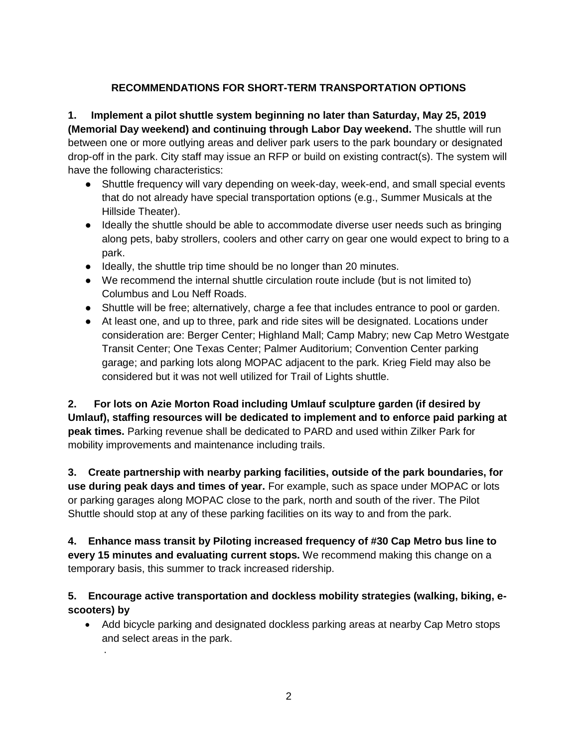## RECOMMENDATIONS FOR SHORT-TERM TRANSPORTATION OPTIONS

**1. Implement a pilot shuttle system beginning no later than Saturday, May 25, 2019 (Memorial Day weekend) and continuing through Labor Day weekend.** The shuttle will run between one or more outlying areas and deliver park users to the park boundary or designated drop-off in the park. City staff may issue an RFP or build on existing contract(s). The system will have the following characteristics:

- Shuttle frequency will vary depending on week-day, week-end, and small special events that do not already have special transportation options (e.g., Summer Musicals at the Hillside Theater).
- Ideally the shuttle should be able to accommodate diverse user needs such as bringing along pets, baby strollers, coolers and other carry on gear one would expect to bring to a park.
- Ideally, the shuttle trip time should be no longer than 20 minutes.
- We recommend the internal shuttle circulation route include (but is not limited to) Columbus and Lou Neff Roads.
- Shuttle will be free; alternatively, charge a fee that includes entrance to pool or garden.
- At least one, and up to three, park and ride sites will be designated. Locations under consideration are: Berger Center; Highland Mall; Camp Mabry; new Cap Metro Westgate Transit Center; One Texas Center; Palmer Auditorium; Convention Center parking garage; and parking lots along MOPAC adjacent to the park. Krieg Field may also be considered but it was not well utilized for Trail of Lights shuttle.

**2. For lots on Azie Morton Road including Umlauf sculpture garden (if desired by Umlauf), staffing resources will be dedicated to implement and to enforce paid parking at peak times.** Parking revenue shall be dedicated to PARD and used within Zilker Park for mobility improvements and maintenance including trails.

**3. Create partnership with nearby parking facilities, outside of the park boundaries, for use during peak days and times of year.** For example, such as space under MOPAC or lots or parking garages along MOPAC close to the park, north and south of the river. The Pilot Shuttle should stop at any of these parking facilities on its way to and from the park.

**4. Enhance mass transit by Piloting increased frequency of #30 Cap Metro bus line to every 15 minutes and evaluating current stops.** We recommend making this change on a temporary basis, this summer to track increased ridership.

**5. Encourage active transportation and dockless mobility strategies (walking, biking, e-scooters) by**

- Add bicycle parking and designated dockless parking areas at nearby Cap Metro stops and select areas in the park.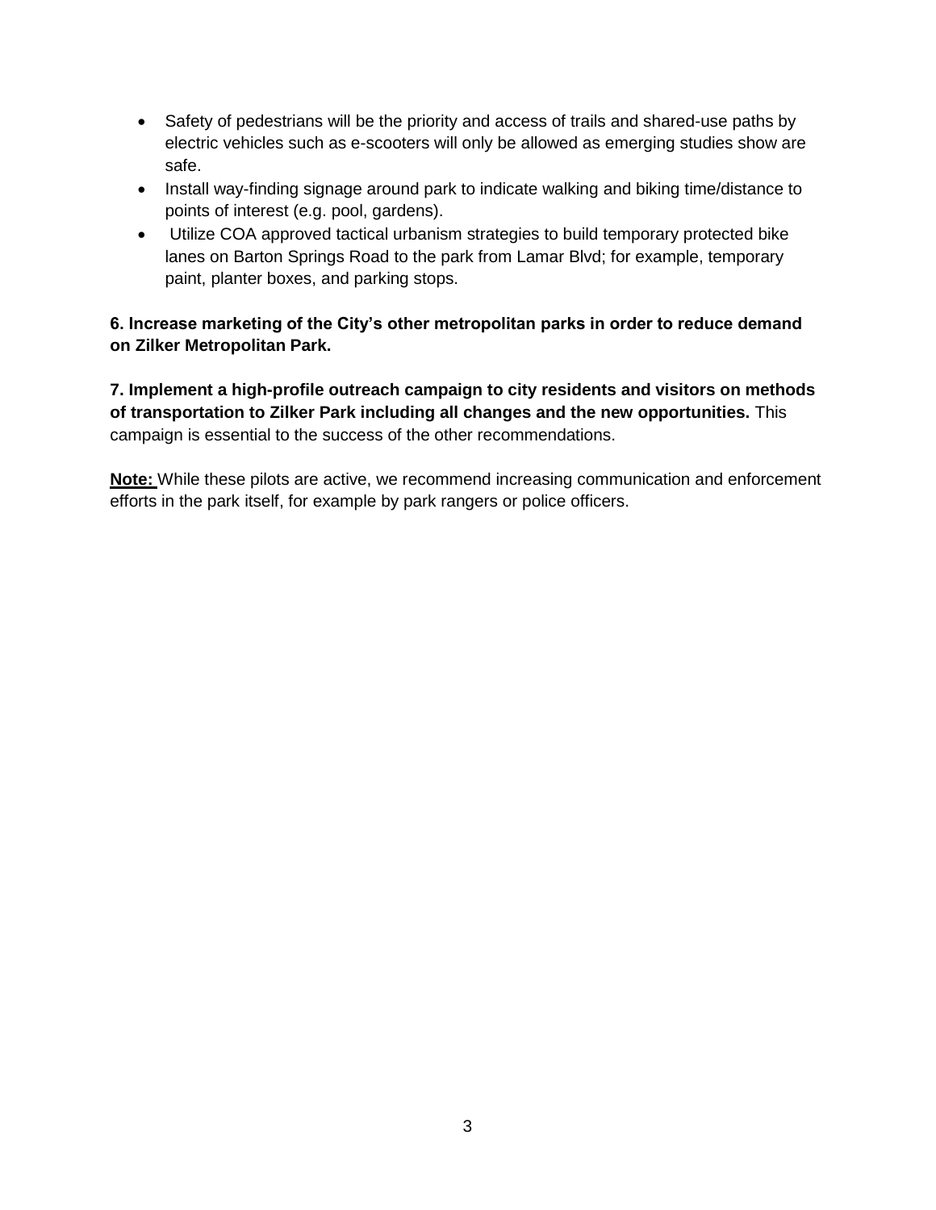- Safety of pedestrians will be the priority and access of trails and shared-use paths by electric vehicles such as e-scooters will only be allowed as emerging studies show are safe.
- Install way-finding signage around park to indicate walking and biking time/distance to points of interest (e.g. pool, gardens).
- Utilize COA approved tactical urbanism strategies to build temporary protected bike lanes on Barton Springs Road to the park from Lamar Blvd; for example, temporary paint, planter boxes, and parking stops.

**6. Increase marketing of the City's other metropolitan parks in order to reduce demand on Zilker Metropolitan Park.**

**7. Implement a high-profile outreach campaign to city residents and visitors on methods of transportation to Zilker Park including all changes and the new opportunities.** This campaign is essential to the success of the other recommendations.

**Note:** While these pilots are active, we recommend increasing communication and enforcement efforts in the park itself, for example by park rangers or police officers.